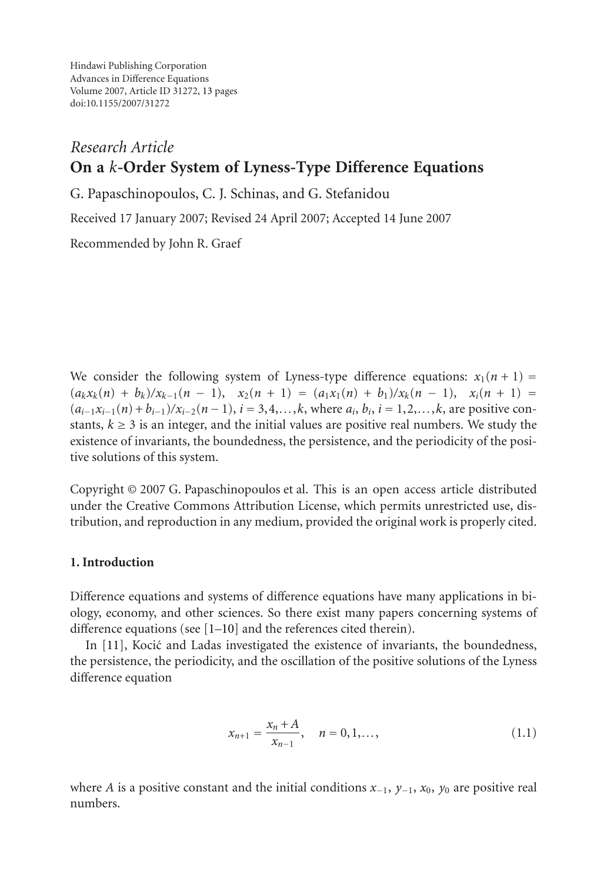Hindawi Publishing Corporation
Advances in Difference Equations
Volume 2007, Article ID 31272, 13 pages
doi:10.1155/2007/31272

*Research Article*

# On a $k$-Order System of Lyness-Type Difference Equations

G. Papaschinopoulos, C. J. Schinas, and G. Stefanidou

Received 17 January 2007; Revised 24 April 2007; Accepted 14 June 2007

Recommended by John R. Graef

We consider the following system of Lyness-type difference equations: $x_1(n+1) = (a_k x_k(n) + b_k)/x_{k-1}(n-1)$, $x_2(n+1) = (a_1 x_1(n) + b_1)/x_k(n-1)$, $x_i(n+1) = (a_{i-1}x_{i-1}(n) + b_{i-1})/x_{i-2}(n-1)$, $i = 3,4,\ldots,k$, where $a_i$, $b_i$, $i = 1,2,\ldots,k$, are positive constants, $k \geq 3$ is an integer, and the initial values are positive real numbers. We study the existence of invariants, the boundedness, the persistence, and the periodicity of the positive solutions of this system.

Copyright © 2007 G. Papaschinopoulos et al. This is an open access article distributed under the Creative Commons Attribution License, which permits unrestricted use, distribution, and reproduction in any medium, provided the original work is properly cited.

## 1. Introduction

Difference equations and systems of difference equations have many applications in biology, economy, and other sciences. So there exist many papers concerning systems of difference equations (see [1–10] and the references cited therein).

In [11], Kocić and Ladas investigated the existence of invariants, the boundedness, the persistence, the periodicity, and the oscillation of the positive solutions of the Lyness difference equation

$$x_{n+1} = \frac{x_n + A}{x_{n-1}}, \quad n = 0,1,\ldots, \tag{1.1}$$

where $A$ is a positive constant and the initial conditions $x_{-1}$, $y_{-1}$, $x_0$, $y_0$ are positive real numbers.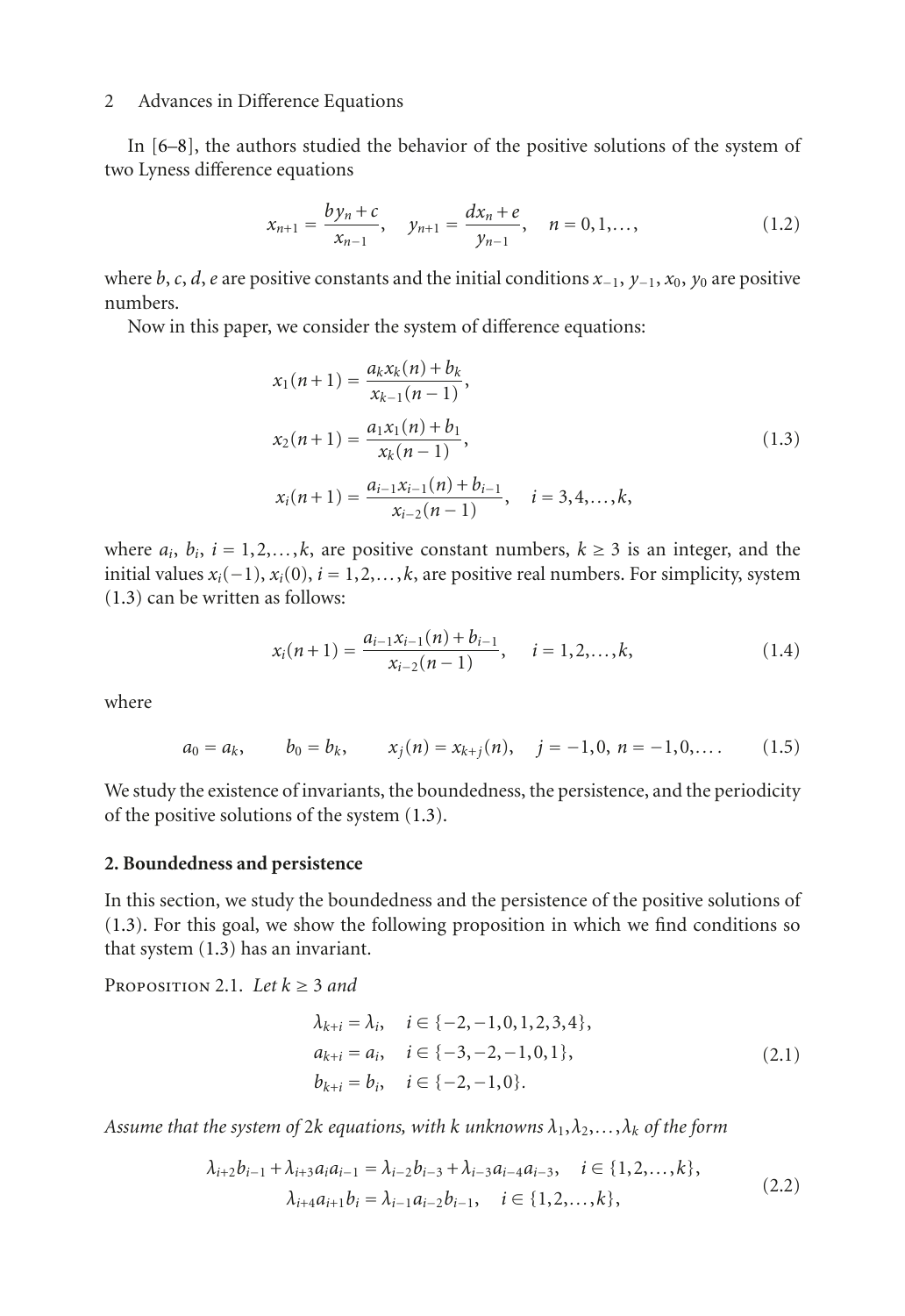In [6–8], the authors studied the behavior of the positive solutions of the system of two Lyness difference equations

$$x_{n+1} = \frac{by_n + c}{x_{n-1}}, \quad y_{n+1} = \frac{dx_n + e}{y_{n-1}}, \quad n = 0, 1, \ldots, \tag{1.2}$$

where $b$, $c$, $d$, $e$ are positive constants and the initial conditions $x_{-1}$, $y_{-1}$, $x_0$, $y_0$ are positive numbers.

Now in this paper, we consider the system of difference equations:

$$\begin{aligned} x_1(n+1) &= \frac{a_k x_k(n) + b_k}{x_{k-1}(n-1)}, \\ x_2(n+1) &= \frac{a_1 x_1(n) + b_1}{x_k(n-1)}, \\ x_i(n+1) &= \frac{a_{i-1} x_{i-1}(n) + b_{i-1}}{x_{i-2}(n-1)}, \quad i = 3, 4, \ldots, k, \end{aligned} \tag{1.3}$$

where $a_i$, $b_i$, $i = 1, 2, \ldots, k$, are positive constant numbers, $k \geq 3$ is an integer, and the initial values $x_i(-1)$, $x_i(0)$, $i = 1, 2, \ldots, k$, are positive real numbers. For simplicity, system (1.3) can be written as follows:

$$x_i(n+1) = \frac{a_{i-1} x_{i-1}(n) + b_{i-1}}{x_{i-2}(n-1)}, \quad i = 1, 2, \ldots, k, \tag{1.4}$$

where

$$a_0 = a_k, \qquad b_0 = b_k, \qquad x_j(n) = x_{k+j}(n), \quad j = -1, 0, \; n = -1, 0, \ldots. \tag{1.5}$$

We study the existence of invariants, the boundedness, the persistence, and the periodicity of the positive solutions of the system (1.3).

## 2. Boundedness and persistence

In this section, we study the boundedness and the persistence of the positive solutions of (1.3). For this goal, we show the following proposition in which we find conditions so that system (1.3) has an invariant.

Proposition 2.1. *Let $k \geq 3$ and*

$$\begin{aligned} \lambda_{k+i} &= \lambda_i, \quad i \in \{-2, -1, 0, 1, 2, 3, 4\}, \\ a_{k+i} &= a_i, \quad i \in \{-3, -2, -1, 0, 1\}, \\ b_{k+i} &= b_i, \quad i \in \{-2, -1, 0\}. \end{aligned} \tag{2.1}$$

*Assume that the system of $2k$ equations, with $k$ unknowns $\lambda_1, \lambda_2, \ldots, \lambda_k$ of the form*

$$\begin{aligned} \lambda_{i+2} b_{i-1} + \lambda_{i+3} a_i a_{i-1} &= \lambda_{i-2} b_{i-3} + \lambda_{i-3} a_{i-4} a_{i-3}, \quad i \in \{1, 2, \ldots, k\}, \\ \lambda_{i+4} a_{i+1} b_i &= \lambda_{i-1} a_{i-2} b_{i-1}, \quad i \in \{1, 2, \ldots, k\}, \end{aligned} \tag{2.2}$$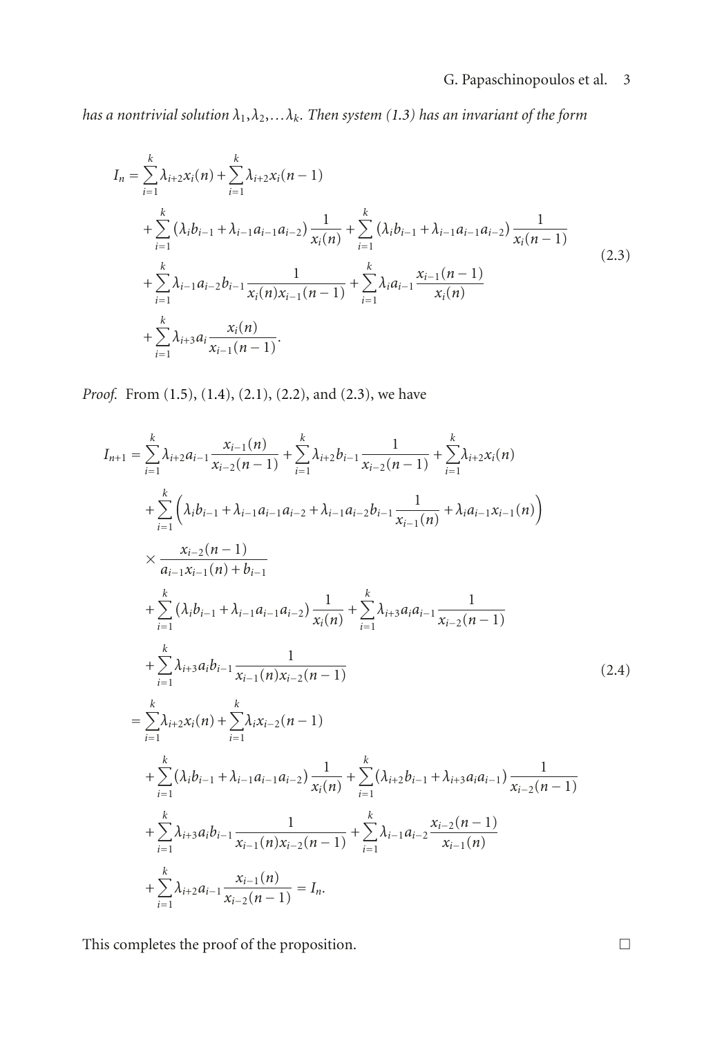*has a nontrivial solution $\lambda_1, \lambda_2, \ldots \lambda_k$. Then system (1.3) has an invariant of the form*

$$
\begin{aligned}
I_n = {} & \sum_{i=1}^{k} \lambda_{i+2} x_i(n) + \sum_{i=1}^{k} \lambda_{i+2} x_i(n-1) \\
& + \sum_{i=1}^{k} \left(\lambda_i b_{i-1} + \lambda_{i-1} a_{i-1} a_{i-2}\right) \frac{1}{x_i(n)} + \sum_{i=1}^{k} \left(\lambda_i b_{i-1} + \lambda_{i-1} a_{i-1} a_{i-2}\right) \frac{1}{x_i(n-1)} \\
& + \sum_{i=1}^{k} \lambda_{i-1} a_{i-2} b_{i-1} \frac{1}{x_i(n) x_{i-1}(n-1)} + \sum_{i=1}^{k} \lambda_i a_{i-1} \frac{x_{i-1}(n-1)}{x_i(n)} \\
& + \sum_{i=1}^{k} \lambda_{i+3} a_i \frac{x_i(n)}{x_{i-1}(n-1)}.
\end{aligned}
\tag{2.3}
$$

*Proof.* From (1.5), (1.4), (2.1), (2.2), and (2.3), we have

$$
\begin{aligned}
I_{n+1} = {} & \sum_{i=1}^{k} \lambda_{i+2} a_{i-1} \frac{x_{i-1}(n)}{x_{i-2}(n-1)} + \sum_{i=1}^{k} \lambda_{i+2} b_{i-1} \frac{1}{x_{i-2}(n-1)} + \sum_{i=1}^{k} \lambda_{i+2} x_i(n) \\
& + \sum_{i=1}^{k} \left( \lambda_i b_{i-1} + \lambda_{i-1} a_{i-1} a_{i-2} + \lambda_{i-1} a_{i-2} b_{i-1} \frac{1}{x_{i-1}(n)} + \lambda_i a_{i-1} x_{i-1}(n) \right) \\
& \times \frac{x_{i-2}(n-1)}{a_{i-1} x_{i-1}(n) + b_{i-1}} \\
& + \sum_{i=1}^{k} \left(\lambda_i b_{i-1} + \lambda_{i-1} a_{i-1} a_{i-2}\right) \frac{1}{x_i(n)} + \sum_{i=1}^{k} \lambda_{i+3} a_i a_{i-1} \frac{1}{x_{i-2}(n-1)} \\
& + \sum_{i=1}^{k} \lambda_{i+3} a_i b_{i-1} \frac{1}{x_{i-1}(n) x_{i-2}(n-1)} \\
= {} & \sum_{i=1}^{k} \lambda_{i+2} x_i(n) + \sum_{i=1}^{k} \lambda_i x_{i-2}(n-1) \\
& + \sum_{i=1}^{k} \left(\lambda_i b_{i-1} + \lambda_{i-1} a_{i-1} a_{i-2}\right) \frac{1}{x_i(n)} + \sum_{i=1}^{k} \left(\lambda_{i+2} b_{i-1} + \lambda_{i+3} a_i a_{i-1}\right) \frac{1}{x_{i-2}(n-1)} \\
& + \sum_{i=1}^{k} \lambda_{i+3} a_i b_{i-1} \frac{1}{x_{i-1}(n) x_{i-2}(n-1)} + \sum_{i=1}^{k} \lambda_{i-1} a_{i-2} \frac{x_{i-2}(n-1)}{x_{i-1}(n)} \\
& + \sum_{i=1}^{k} \lambda_{i+2} a_{i-1} \frac{x_{i-1}(n)}{x_{i-2}(n-1)} = I_n.
\end{aligned}
\tag{2.4}
$$

This completes the proof of the proposition. □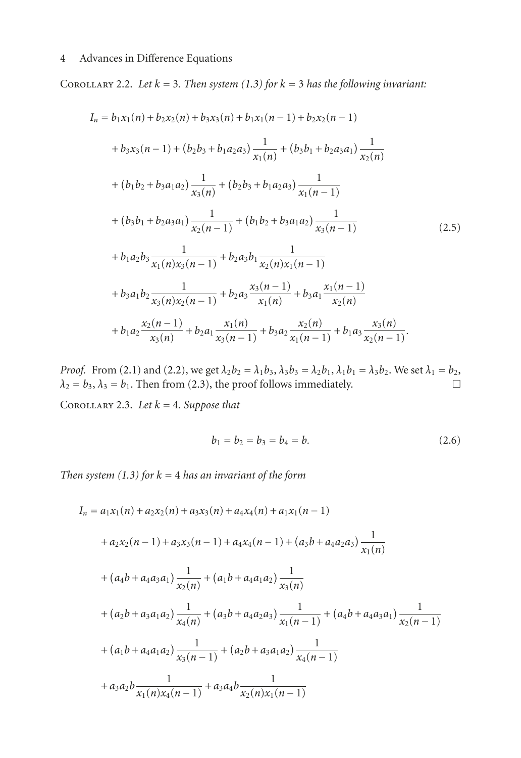Corollary 2.2. *Let $k = 3$. Then system (1.3) for $k = 3$ has the following invariant:*

$$
\begin{aligned}
I_n = {} & b_1x_1(n) + b_2x_2(n) + b_3x_3(n) + b_1x_1(n-1) + b_2x_2(n-1) \\
& + b_3x_3(n-1) + (b_2b_3 + b_1a_2a_3)\frac{1}{x_1(n)} + (b_3b_1 + b_2a_3a_1)\frac{1}{x_2(n)} \\
& + (b_1b_2 + b_3a_1a_2)\frac{1}{x_3(n)} + (b_2b_3 + b_1a_2a_3)\frac{1}{x_1(n-1)} \\
& + (b_3b_1 + b_2a_3a_1)\frac{1}{x_2(n-1)} + (b_1b_2 + b_3a_1a_2)\frac{1}{x_3(n-1)} \\
& + b_1a_2b_3\frac{1}{x_1(n)x_3(n-1)} + b_2a_3b_1\frac{1}{x_2(n)x_1(n-1)} \\
& + b_3a_1b_2\frac{1}{x_3(n)x_2(n-1)} + b_2a_3\frac{x_3(n-1)}{x_1(n)} + b_3a_1\frac{x_1(n-1)}{x_2(n)} \\
& + b_1a_2\frac{x_2(n-1)}{x_3(n)} + b_2a_1\frac{x_1(n)}{x_3(n-1)} + b_3a_2\frac{x_2(n)}{x_1(n-1)} + b_1a_3\frac{x_3(n)}{x_2(n-1)}.
\end{aligned}
\tag{2.5}
$$

*Proof.* From (2.1) and (2.2), we get $\lambda_2 b_2 = \lambda_1 b_3$, $\lambda_3 b_3 = \lambda_2 b_1$, $\lambda_1 b_1 = \lambda_3 b_2$. We set $\lambda_1 = b_2$, $\lambda_2 = b_3$, $\lambda_3 = b_1$. Then from (2.3), the proof follows immediately. □

Corollary 2.3. *Let $k = 4$. Suppose that*

$$
b_1 = b_2 = b_3 = b_4 = b. \tag{2.6}
$$

*Then system (1.3) for $k = 4$ has an invariant of the form*

$$
\begin{aligned}
I_n = {} & a_1x_1(n) + a_2x_2(n) + a_3x_3(n) + a_4x_4(n) + a_1x_1(n-1) \\
& + a_2x_2(n-1) + a_3x_3(n-1) + a_4x_4(n-1) + (a_3b + a_4a_2a_3)\frac{1}{x_1(n)} \\
& + (a_4b + a_4a_3a_1)\frac{1}{x_2(n)} + (a_1b + a_4a_1a_2)\frac{1}{x_3(n)} \\
& + (a_2b + a_3a_1a_2)\frac{1}{x_4(n)} + (a_3b + a_4a_2a_3)\frac{1}{x_1(n-1)} + (a_4b + a_4a_3a_1)\frac{1}{x_2(n-1)} \\
& + (a_1b + a_4a_1a_2)\frac{1}{x_3(n-1)} + (a_2b + a_3a_1a_2)\frac{1}{x_4(n-1)} \\
& + a_3a_2b\frac{1}{x_1(n)x_4(n-1)} + a_3a_4b\frac{1}{x_2(n)x_1(n-1)}
\end{aligned}
$$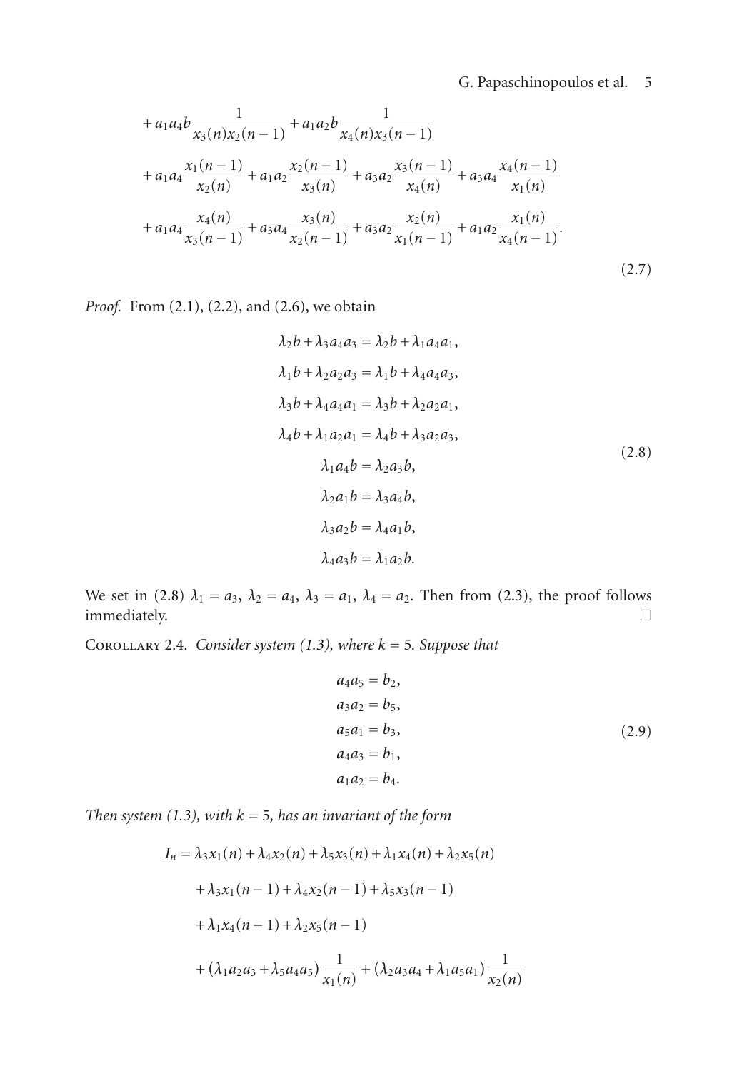$$
\begin{aligned}
&+a_1a_4b\frac{1}{x_3(n)x_2(n-1)}+a_1a_2b\frac{1}{x_4(n)x_3(n-1)}\\
&+a_1a_4\frac{x_1(n-1)}{x_2(n)}+a_1a_2\frac{x_2(n-1)}{x_3(n)}+a_3a_2\frac{x_3(n-1)}{x_4(n)}+a_3a_4\frac{x_4(n-1)}{x_1(n)}\\
&+a_1a_4\frac{x_4(n)}{x_3(n-1)}+a_3a_4\frac{x_3(n)}{x_2(n-1)}+a_3a_2\frac{x_2(n)}{x_1(n-1)}+a_1a_2\frac{x_1(n)}{x_4(n-1)}.
\end{aligned}
\tag{2.7}
$$

*Proof.* From (2.1), (2.2), and (2.6), we obtain

$$
\begin{aligned}
\lambda_2 b+\lambda_3 a_4 a_3 &= \lambda_2 b+\lambda_1 a_4 a_1,\\
\lambda_1 b+\lambda_2 a_2 a_3 &= \lambda_1 b+\lambda_4 a_4 a_3,\\
\lambda_3 b+\lambda_4 a_4 a_1 &= \lambda_3 b+\lambda_2 a_2 a_1,\\
\lambda_4 b+\lambda_1 a_2 a_1 &= \lambda_4 b+\lambda_3 a_2 a_3,\\
\lambda_1 a_4 b &= \lambda_2 a_3 b,\\
\lambda_2 a_1 b &= \lambda_3 a_4 b,\\
\lambda_3 a_2 b &= \lambda_4 a_1 b,\\
\lambda_4 a_3 b &= \lambda_1 a_2 b.
\end{aligned}
\tag{2.8}
$$

We set in (2.8) $\lambda_1=a_3$, $\lambda_2=a_4$, $\lambda_3=a_1$, $\lambda_4=a_2$. Then from (2.3), the proof follows immediately. $\square$

Corollary 2.4. *Consider system (1.3), where $k=5$. Suppose that*

$$
\begin{aligned}
a_4a_5 &= b_2,\\
a_3a_2 &= b_5,\\
a_5a_1 &= b_3,\\
a_4a_3 &= b_1,\\
a_1a_2 &= b_4.
\end{aligned}
\tag{2.9}
$$

*Then system (1.3), with $k=5$, has an invariant of the form*

$$
\begin{aligned}
I_n=&\;\lambda_3x_1(n)+\lambda_4x_2(n)+\lambda_5x_3(n)+\lambda_1x_4(n)+\lambda_2x_5(n)\\
&+\lambda_3x_1(n-1)+\lambda_4x_2(n-1)+\lambda_5x_3(n-1)\\
&+\lambda_1x_4(n-1)+\lambda_2x_5(n-1)\\
&+\left(\lambda_1a_2a_3+\lambda_5a_4a_5\right)\frac{1}{x_1(n)}+\left(\lambda_2a_3a_4+\lambda_1a_5a_1\right)\frac{1}{x_2(n)}
\end{aligned}
$$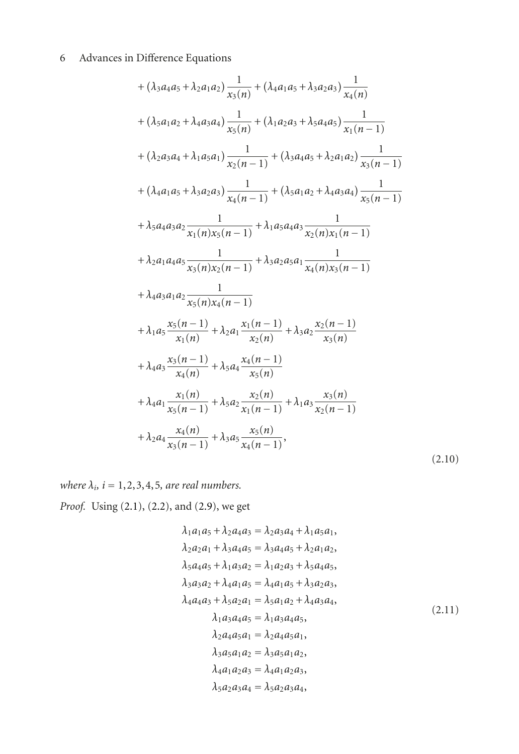$$
\begin{aligned}
&+ (\lambda_3 a_4 a_5 + \lambda_2 a_1 a_2)\frac{1}{x_3(n)} + (\lambda_4 a_1 a_5 + \lambda_3 a_2 a_3)\frac{1}{x_4(n)} \\
&+ (\lambda_5 a_1 a_2 + \lambda_4 a_3 a_4)\frac{1}{x_5(n)} + (\lambda_1 a_2 a_3 + \lambda_5 a_4 a_5)\frac{1}{x_1(n-1)} \\
&+ (\lambda_2 a_3 a_4 + \lambda_1 a_5 a_1)\frac{1}{x_2(n-1)} + (\lambda_3 a_4 a_5 + \lambda_2 a_1 a_2)\frac{1}{x_3(n-1)} \\
&+ (\lambda_4 a_1 a_5 + \lambda_3 a_2 a_3)\frac{1}{x_4(n-1)} + (\lambda_5 a_1 a_2 + \lambda_4 a_3 a_4)\frac{1}{x_5(n-1)} \\
&+ \lambda_5 a_4 a_3 a_2 \frac{1}{x_1(n)x_5(n-1)} + \lambda_1 a_5 a_4 a_3 \frac{1}{x_2(n)x_1(n-1)} \\
&+ \lambda_2 a_1 a_4 a_5 \frac{1}{x_3(n)x_2(n-1)} + \lambda_3 a_2 a_5 a_1 \frac{1}{x_4(n)x_3(n-1)} \\
&+ \lambda_4 a_3 a_1 a_2 \frac{1}{x_5(n)x_4(n-1)} \\
&+ \lambda_1 a_5 \frac{x_5(n-1)}{x_1(n)} + \lambda_2 a_1 \frac{x_1(n-1)}{x_2(n)} + \lambda_3 a_2 \frac{x_2(n-1)}{x_3(n)} \\
&+ \lambda_4 a_3 \frac{x_3(n-1)}{x_4(n)} + \lambda_5 a_4 \frac{x_4(n-1)}{x_5(n)} \\
&+ \lambda_4 a_1 \frac{x_1(n)}{x_5(n-1)} + \lambda_5 a_2 \frac{x_2(n)}{x_1(n-1)} + \lambda_1 a_3 \frac{x_3(n)}{x_2(n-1)} \\
&+ \lambda_2 a_4 \frac{x_4(n)}{x_3(n-1)} + \lambda_3 a_5 \frac{x_5(n)}{x_4(n-1)},
\end{aligned}
\tag{2.10}
$$

*where* $\lambda_i$, $i = 1, 2, 3, 4, 5$, *are real numbers.*

*Proof.* Using (2.1), (2.2), and (2.9), we get

$$
\begin{aligned}
\lambda_1 a_1 a_5 + \lambda_2 a_4 a_3 &= \lambda_2 a_3 a_4 + \lambda_1 a_5 a_1, \\
\lambda_2 a_2 a_1 + \lambda_3 a_4 a_5 &= \lambda_3 a_4 a_5 + \lambda_2 a_1 a_2, \\
\lambda_5 a_4 a_5 + \lambda_1 a_3 a_2 &= \lambda_1 a_2 a_3 + \lambda_5 a_4 a_5, \\
\lambda_3 a_3 a_2 + \lambda_4 a_1 a_5 &= \lambda_4 a_1 a_5 + \lambda_3 a_2 a_3, \\
\lambda_4 a_4 a_3 + \lambda_5 a_2 a_1 &= \lambda_5 a_1 a_2 + \lambda_4 a_3 a_4, \\
\lambda_1 a_3 a_4 a_5 &= \lambda_1 a_3 a_4 a_5, \\
\lambda_2 a_4 a_5 a_1 &= \lambda_2 a_4 a_5 a_1, \\
\lambda_3 a_5 a_1 a_2 &= \lambda_3 a_5 a_1 a_2, \\
\lambda_4 a_1 a_2 a_3 &= \lambda_4 a_1 a_2 a_3, \\
\lambda_5 a_2 a_3 a_4 &= \lambda_5 a_2 a_3 a_4,
\end{aligned}
\tag{2.11}
$$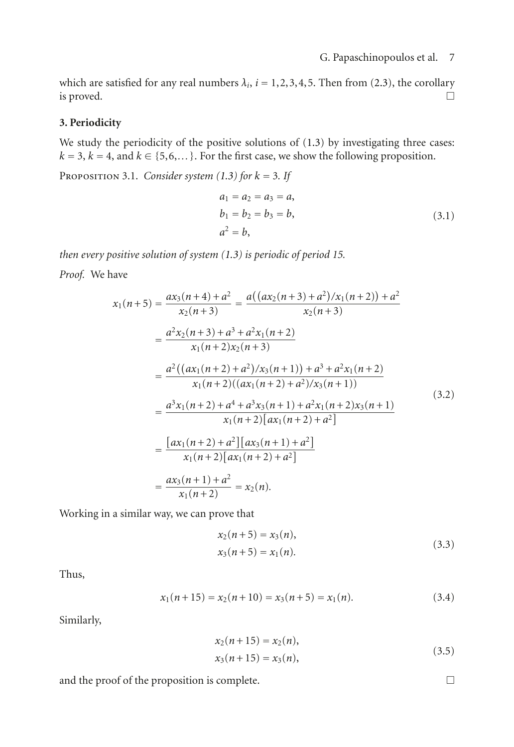which are satisfied for any real numbers $\lambda_i$, $i = 1,2,3,4,5$. Then from (2.3), the corollary is proved. □

## 3. Periodicity

We study the periodicity of the positive solutions of (1.3) by investigating three cases: $k = 3$, $k = 4$, and $k \in \{5,6,\dots\}$. For the first case, we show the following proposition.

Proposition 3.1. *Consider system (1.3) for $k = 3$. If*

$$
\begin{aligned}
a_1 &= a_2 = a_3 = a, \\
b_1 &= b_2 = b_3 = b, \\
a^2 &= b,
\end{aligned}
\tag{3.1}
$$

*then every positive solution of system (1.3) is periodic of period 15.*

*Proof.* We have

$$
\begin{aligned}
x_1(n+5) &= \frac{ax_3(n+4)+a^2}{x_2(n+3)} = \frac{a\big((ax_2(n+3)+a^2)/x_1(n+2)\big)+a^2}{x_2(n+3)} \\
&= \frac{a^2x_2(n+3)+a^3+a^2x_1(n+2)}{x_1(n+2)x_2(n+3)} \\
&= \frac{a^2\big((ax_1(n+2)+a^2)/x_3(n+1)\big)+a^3+a^2x_1(n+2)}{x_1(n+2)((ax_1(n+2)+a^2)/x_3(n+1))} \\
&= \frac{a^3x_1(n+2)+a^4+a^3x_3(n+1)+a^2x_1(n+2)x_3(n+1)}{x_1(n+2)\big[ax_1(n+2)+a^2\big]} \\
&= \frac{\big[ax_1(n+2)+a^2\big]\big[ax_3(n+1)+a^2\big]}{x_1(n+2)\big[ax_1(n+2)+a^2\big]} \\
&= \frac{ax_3(n+1)+a^2}{x_1(n+2)} = x_2(n).
\end{aligned}
\tag{3.2}
$$

Working in a similar way, we can prove that

$$
\begin{aligned}
x_2(n+5) &= x_3(n), \\
x_3(n+5) &= x_1(n).
\end{aligned}
\tag{3.3}
$$

Thus,

$$
x_1(n+15) = x_2(n+10) = x_3(n+5) = x_1(n). \tag{3.4}
$$

Similarly,

$$
\begin{aligned}
x_2(n+15) &= x_2(n), \\
x_3(n+15) &= x_3(n),
\end{aligned}
\tag{3.5}
$$

and the proof of the proposition is complete. □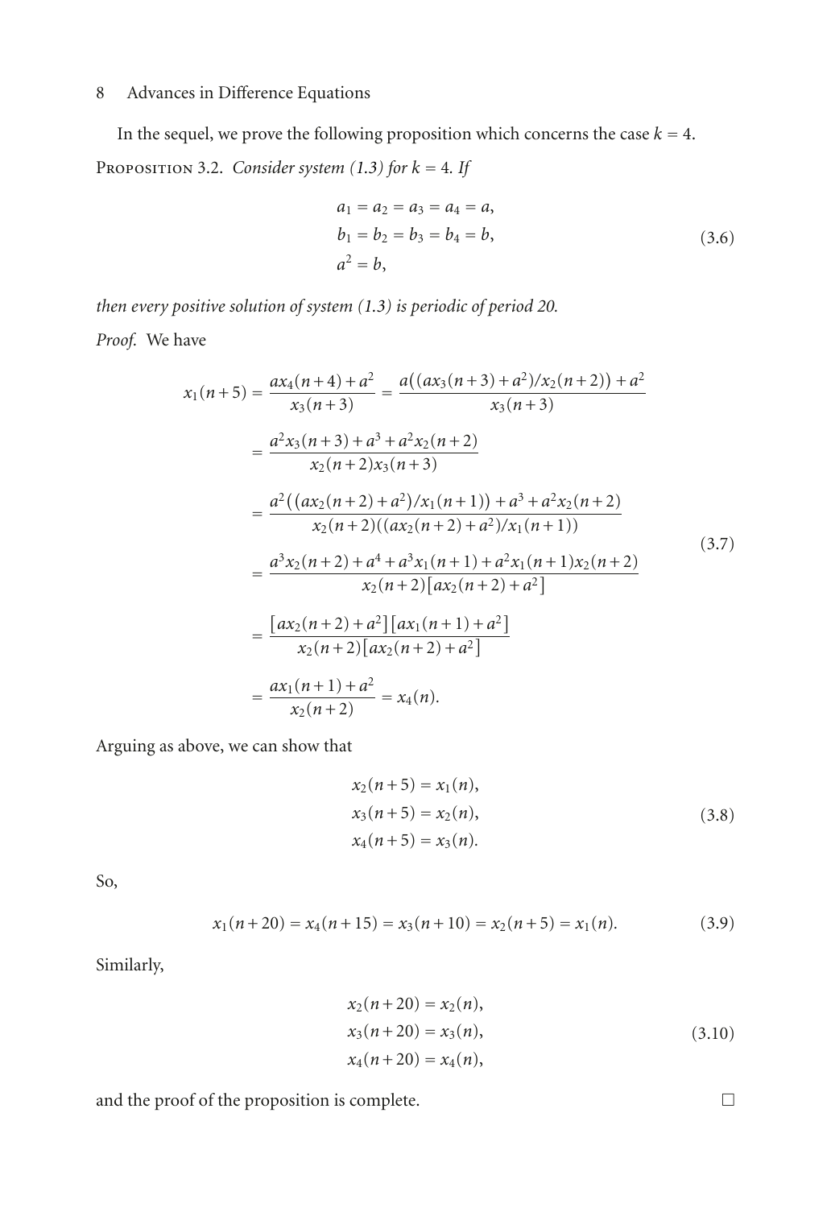In the sequel, we prove the following proposition which concerns the case $k = 4$.

Proposition 3.2. *Consider system (1.3) for $k = 4$. If*

$$
\begin{gathered}
a_1 = a_2 = a_3 = a_4 = a, \\
b_1 = b_2 = b_3 = b_4 = b, \\
a^2 = b,
\end{gathered}
\tag{3.6}
$$

*then every positive solution of system (1.3) is periodic of period 20.*

*Proof.* We have

$$
\begin{aligned}
x_1(n+5) &= \frac{ax_4(n+4)+a^2}{x_3(n+3)} = \frac{a\big((ax_3(n+3)+a^2)/x_2(n+2)\big)+a^2}{x_3(n+3)} \\
&= \frac{a^2x_3(n+3)+a^3+a^2x_2(n+2)}{x_2(n+2)x_3(n+3)} \\
&= \frac{a^2\big((ax_2(n+2)+a^2)/x_1(n+1)\big)+a^3+a^2x_2(n+2)}{x_2(n+2)\big((ax_2(n+2)+a^2)/x_1(n+1)\big)} \\
&= \frac{a^3x_2(n+2)+a^4+a^3x_1(n+1)+a^2x_1(n+1)x_2(n+2)}{x_2(n+2)\big[ax_2(n+2)+a^2\big]} \\
&= \frac{\big[ax_2(n+2)+a^2\big]\big[ax_1(n+1)+a^2\big]}{x_2(n+2)\big[ax_2(n+2)+a^2\big]} \\
&= \frac{ax_1(n+1)+a^2}{x_2(n+2)} = x_4(n).
\end{aligned}
\tag{3.7}
$$

Arguing as above, we can show that

$$
\begin{gathered}
x_2(n+5) = x_1(n), \\
x_3(n+5) = x_2(n), \\
x_4(n+5) = x_3(n).
\end{gathered}
\tag{3.8}
$$

So,

$$
x_1(n+20) = x_4(n+15) = x_3(n+10) = x_2(n+5) = x_1(n). \tag{3.9}
$$

Similarly,

$$
\begin{gathered}
x_2(n+20) = x_2(n), \\
x_3(n+20) = x_3(n), \\
x_4(n+20) = x_4(n),
\end{gathered}
\tag{3.10}
$$

and the proof of the proposition is complete. □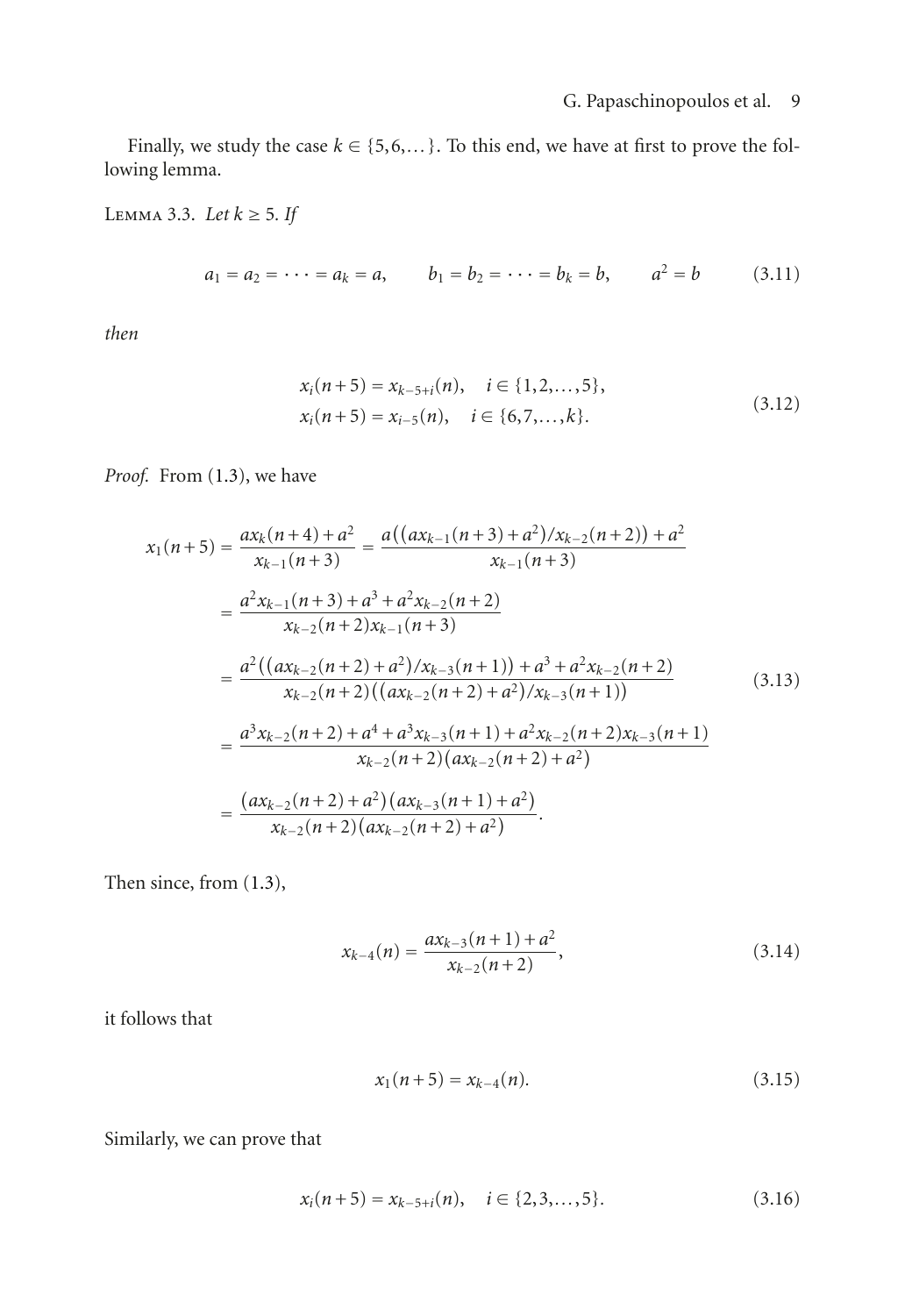Finally, we study the case $k \in \{5,6,\dots\}$. To this end, we have at first to prove the following lemma.

**Lemma 3.3.** *Let $k \geq 5$. If*

$$a_1 = a_2 = \cdots = a_k = a, \qquad b_1 = b_2 = \cdots = b_k = b, \qquad a^2 = b \tag{3.11}$$

*then*

$$\begin{aligned} &x_i(n+5) = x_{k-5+i}(n), \quad i \in \{1,2,\dots,5\}, \\ &x_i(n+5) = x_{i-5}(n), \quad i \in \{6,7,\dots,k\}. \end{aligned} \tag{3.12}$$

*Proof.* From (1.3), we have

$$\begin{aligned} x_1(n+5) &= \frac{ax_k(n+4)+a^2}{x_{k-1}(n+3)} = \frac{a\big((ax_{k-1}(n+3)+a^2)/x_{k-2}(n+2)\big)+a^2}{x_{k-1}(n+3)} \\ &= \frac{a^2x_{k-1}(n+3)+a^3+a^2x_{k-2}(n+2)}{x_{k-2}(n+2)x_{k-1}(n+3)} \\ &= \frac{a^2\big((ax_{k-2}(n+2)+a^2)/x_{k-3}(n+1)\big)+a^3+a^2x_{k-2}(n+2)}{x_{k-2}(n+2)\big((ax_{k-2}(n+2)+a^2)/x_{k-3}(n+1)\big)} \\ &= \frac{a^3x_{k-2}(n+2)+a^4+a^3x_{k-3}(n+1)+a^2x_{k-2}(n+2)x_{k-3}(n+1)}{x_{k-2}(n+2)\big(ax_{k-2}(n+2)+a^2\big)} \\ &= \frac{\big(ax_{k-2}(n+2)+a^2\big)\big(ax_{k-3}(n+1)+a^2\big)}{x_{k-2}(n+2)\big(ax_{k-2}(n+2)+a^2\big)}. \end{aligned} \tag{3.13}$$

Then since, from (1.3),

$$x_{k-4}(n) = \frac{ax_{k-3}(n+1)+a^2}{x_{k-2}(n+2)}, \tag{3.14}$$

it follows that

$$x_1(n+5) = x_{k-4}(n). \tag{3.15}$$

Similarly, we can prove that

$$x_i(n+5) = x_{k-5+i}(n), \quad i \in \{2,3,\dots,5\}. \tag{3.16}$$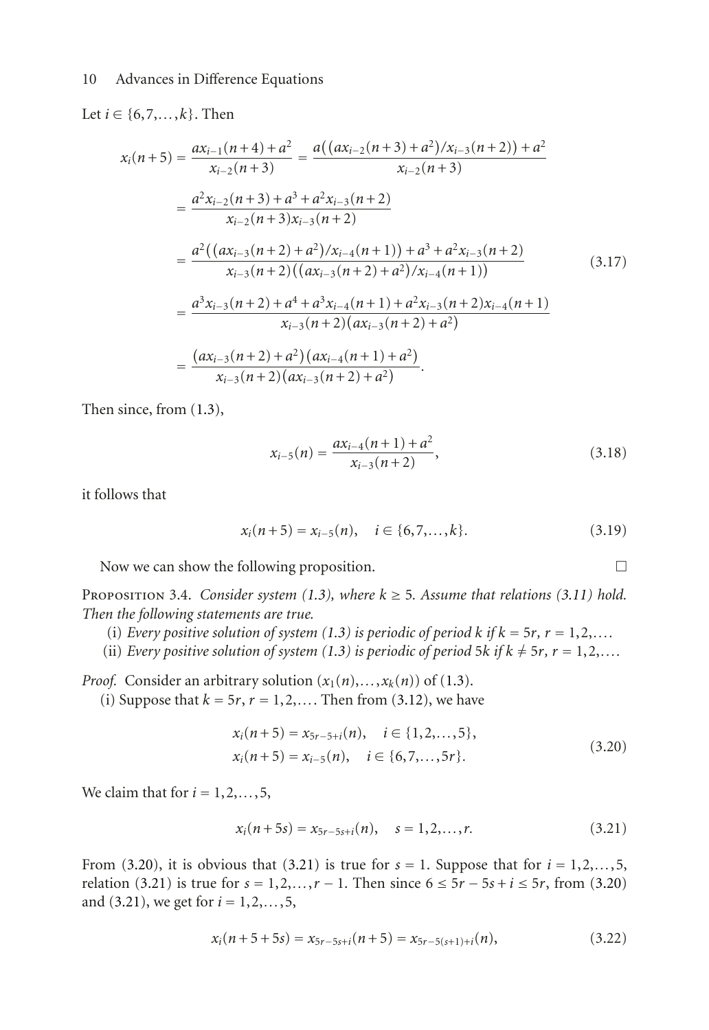Let $i \in \{6,7,\dots,k\}$. Then

$$
\begin{aligned}
x_i(n+5) &= \frac{ax_{i-1}(n+4)+a^2}{x_{i-2}(n+3)} = \frac{a\big((ax_{i-2}(n+3)+a^2)/x_{i-3}(n+2)\big)+a^2}{x_{i-2}(n+3)} \\
&= \frac{a^2x_{i-2}(n+3)+a^3+a^2x_{i-3}(n+2)}{x_{i-2}(n+3)x_{i-3}(n+2)} \\
&= \frac{a^2\big((ax_{i-3}(n+2)+a^2)/x_{i-4}(n+1)\big)+a^3+a^2x_{i-3}(n+2)}{x_{i-3}(n+2)\big((ax_{i-3}(n+2)+a^2)/x_{i-4}(n+1)\big)} \\
&= \frac{a^3x_{i-3}(n+2)+a^4+a^3x_{i-4}(n+1)+a^2x_{i-3}(n+2)x_{i-4}(n+1)}{x_{i-3}(n+2)\big(ax_{i-3}(n+2)+a^2\big)} \\
&= \frac{\big(ax_{i-3}(n+2)+a^2\big)\big(ax_{i-4}(n+1)+a^2\big)}{x_{i-3}(n+2)\big(ax_{i-3}(n+2)+a^2\big)}.
\end{aligned}
\tag{3.17}
$$

Then since, from (1.3),

$$
x_{i-5}(n) = \frac{ax_{i-4}(n+1)+a^2}{x_{i-3}(n+2)}, \tag{3.18}
$$

it follows that

$$
x_i(n+5) = x_{i-5}(n), \quad i \in \{6,7,\dots,k\}. \tag{3.19}
$$

Now we can show the following proposition. □

**Proposition 3.4.** *Consider system (1.3), where $k \geq 5$. Assume that relations (3.11) hold. Then the following statements are true.*

(i) *Every positive solution of system (1.3) is periodic of period $k$ if $k = 5r$, $r = 1,2,\dots$.*

(ii) *Every positive solution of system (1.3) is periodic of period $5k$ if $k \neq 5r$, $r = 1,2,\dots$.*

*Proof.* Consider an arbitrary solution $(x_1(n),\dots,x_k(n))$ of (1.3).

(i) Suppose that $k = 5r$, $r = 1,2,\dots$. Then from (3.12), we have

$$
\begin{aligned}
&x_i(n+5) = x_{5r-5+i}(n), \quad i \in \{1,2,\dots,5\}, \\
&x_i(n+5) = x_{i-5}(n), \quad i \in \{6,7,\dots,5r\}.
\end{aligned}
\tag{3.20}
$$

We claim that for $i = 1,2,\dots,5$,

$$
x_i(n+5s) = x_{5r-5s+i}(n), \quad s = 1,2,\dots,r. \tag{3.21}
$$

From (3.20), it is obvious that (3.21) is true for $s = 1$. Suppose that for $i = 1,2,\dots,5$, relation (3.21) is true for $s = 1,2,\dots,r-1$. Then since $6 \leq 5r-5s+i \leq 5r$, from (3.20) and (3.21), we get for $i = 1,2,\dots,5$,

$$
x_i(n+5+5s) = x_{5r-5s+i}(n+5) = x_{5r-5(s+1)+i}(n), \tag{3.22}
$$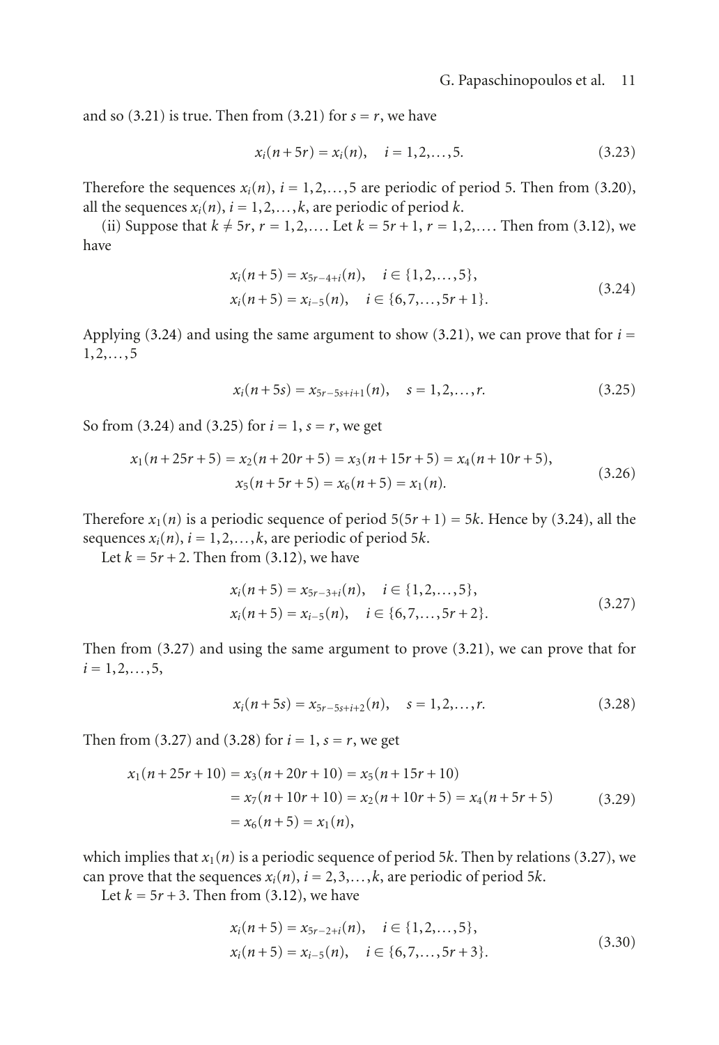and so (3.21) is true. Then from (3.21) for $s = r$, we have

$$x_i(n+5r) = x_i(n), \quad i = 1,2,\dots,5. \tag{3.23}$$

Therefore the sequences $x_i(n)$, $i = 1,2,\dots,5$ are periodic of period 5. Then from (3.20), all the sequences $x_i(n)$, $i = 1,2,\dots,k$, are periodic of period $k$.

(ii) Suppose that $k \neq 5r$, $r = 1,2,\dots$. Let $k = 5r+1$, $r = 1,2,\dots$. Then from (3.12), we have

$$\begin{aligned} x_i(n+5) &= x_{5r-4+i}(n), \quad i \in \{1,2,\dots,5\}, \\ x_i(n+5) &= x_{i-5}(n), \quad i \in \{6,7,\dots,5r+1\}. \end{aligned} \tag{3.24}$$

Applying (3.24) and using the same argument to show (3.21), we can prove that for $i = 1,2,\dots,5$

$$x_i(n+5s) = x_{5r-5s+i+1}(n), \quad s = 1,2,\dots,r. \tag{3.25}$$

So from (3.24) and (3.25) for $i = 1$, $s = r$, we get

$$\begin{gathered} x_1(n+25r+5) = x_2(n+20r+5) = x_3(n+15r+5) = x_4(n+10r+5), \\ x_5(n+5r+5) = x_6(n+5) = x_1(n). \end{gathered} \tag{3.26}$$

Therefore $x_1(n)$ is a periodic sequence of period $5(5r+1) = 5k$. Hence by (3.24), all the sequences $x_i(n)$, $i = 1,2,\dots,k$, are periodic of period $5k$.

Let $k = 5r+2$. Then from (3.12), we have

$$\begin{aligned} x_i(n+5) &= x_{5r-3+i}(n), \quad i \in \{1,2,\dots,5\}, \\ x_i(n+5) &= x_{i-5}(n), \quad i \in \{6,7,\dots,5r+2\}. \end{aligned} \tag{3.27}$$

Then from (3.27) and using the same argument to prove (3.21), we can prove that for $i = 1,2,\dots,5$,

$$x_i(n+5s) = x_{5r-5s+i+2}(n), \quad s = 1,2,\dots,r. \tag{3.28}$$

Then from (3.27) and (3.28) for $i = 1$, $s = r$, we get

$$\begin{aligned} x_1(n+25r+10) &= x_3(n+20r+10) = x_5(n+15r+10) \\ &= x_7(n+10r+10) = x_2(n+10r+5) = x_4(n+5r+5) \\ &= x_6(n+5) = x_1(n), \end{aligned} \tag{3.29}$$

which implies that $x_1(n)$ is a periodic sequence of period $5k$. Then by relations (3.27), we can prove that the sequences $x_i(n)$, $i = 2,3,\dots,k$, are periodic of period $5k$.

Let $k = 5r+3$. Then from (3.12), we have

$$\begin{aligned} x_i(n+5) &= x_{5r-2+i}(n), \quad i \in \{1,2,\dots,5\}, \\ x_i(n+5) &= x_{i-5}(n), \quad i \in \{6,7,\dots,5r+3\}. \end{aligned} \tag{3.30}$$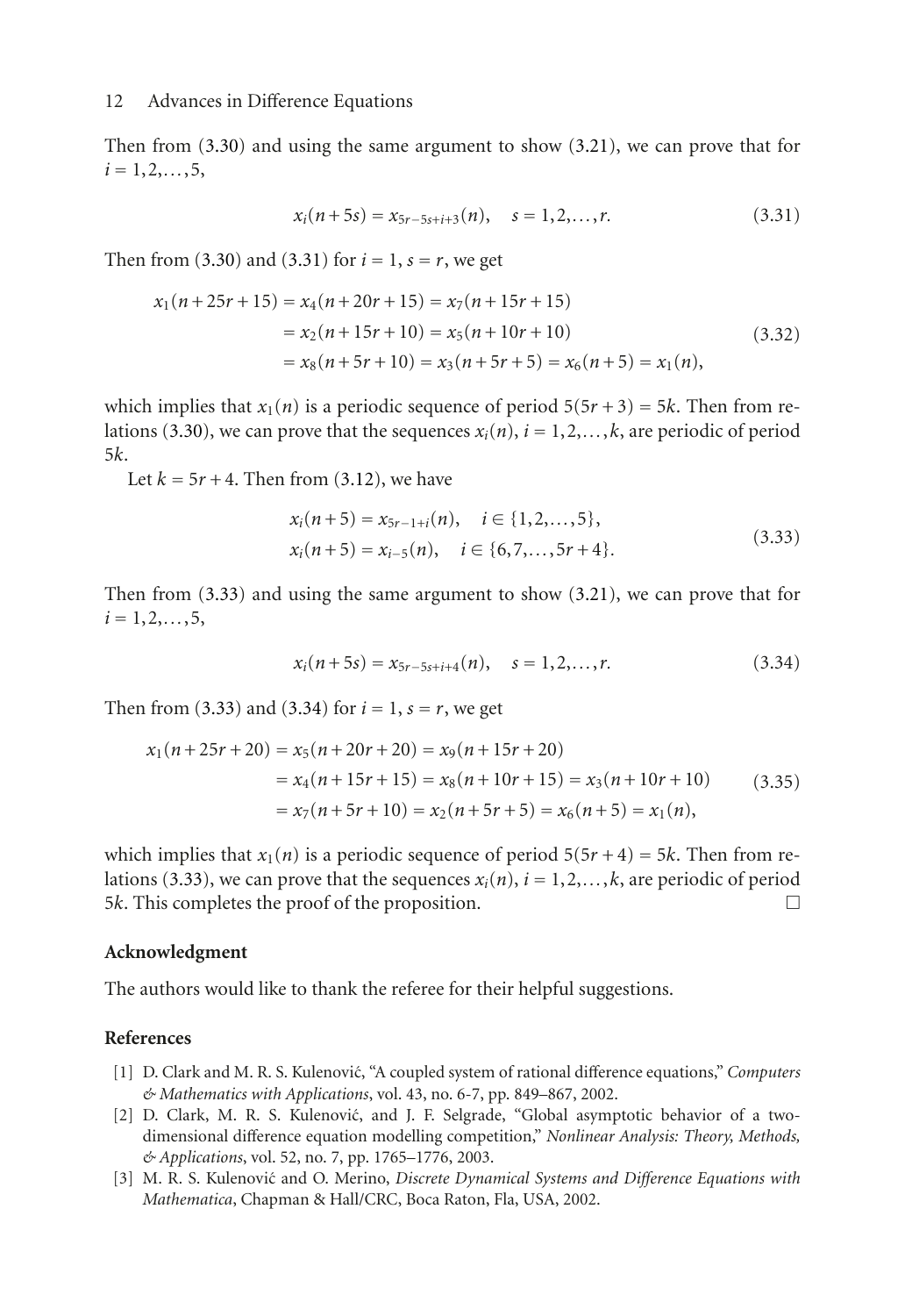Then from (3.30) and using the same argument to show (3.21), we can prove that for $i = 1,2,\dots,5$,

$$x_i(n+5s) = x_{5r-5s+i+3}(n), \quad s = 1,2,\dots,r. \tag{3.31}$$

Then from (3.30) and (3.31) for $i = 1$, $s = r$, we get

$$\begin{aligned}
x_1(n+25r+15) &= x_4(n+20r+15) = x_7(n+15r+15) \\
&= x_2(n+15r+10) = x_5(n+10r+10) \\
&= x_8(n+5r+10) = x_3(n+5r+5) = x_6(n+5) = x_1(n),
\end{aligned} \tag{3.32}$$

which implies that $x_1(n)$ is a periodic sequence of period $5(5r+3) = 5k$. Then from relations (3.30), we can prove that the sequences $x_i(n)$, $i = 1,2,\dots,k$, are periodic of period $5k$.

Let $k = 5r+4$. Then from (3.12), we have

$$\begin{aligned}
x_i(n+5) &= x_{5r-1+i}(n), \quad i \in \{1,2,\dots,5\}, \\
x_i(n+5) &= x_{i-5}(n), \quad i \in \{6,7,\dots,5r+4\}.
\end{aligned} \tag{3.33}$$

Then from (3.33) and using the same argument to show (3.21), we can prove that for $i = 1,2,\dots,5$,

$$x_i(n+5s) = x_{5r-5s+i+4}(n), \quad s = 1,2,\dots,r. \tag{3.34}$$

Then from (3.33) and (3.34) for $i = 1$, $s = r$, we get

$$\begin{aligned}
x_1(n+25r+20) &= x_5(n+20r+20) = x_9(n+15r+20) \\
&= x_4(n+15r+15) = x_8(n+10r+15) = x_3(n+10r+10) \\
&= x_7(n+5r+10) = x_2(n+5r+5) = x_6(n+5) = x_1(n),
\end{aligned} \tag{3.35}$$

which implies that $x_1(n)$ is a periodic sequence of period $5(5r+4) = 5k$. Then from relations (3.33), we can prove that the sequences $x_i(n)$, $i = 1,2,\dots,k$, are periodic of period $5k$. This completes the proof of the proposition. □

## Acknowledgment

The authors would like to thank the referee for their helpful suggestions.

## References

[1] D. Clark and M. R. S. Kulenović, "A coupled system of rational difference equations," *Computers & Mathematics with Applications*, vol. 43, no. 6-7, pp. 849–867, 2002.

[2] D. Clark, M. R. S. Kulenović, and J. F. Selgrade, "Global asymptotic behavior of a two-dimensional difference equation modelling competition," *Nonlinear Analysis: Theory, Methods, & Applications*, vol. 52, no. 7, pp. 1765–1776, 2003.

[3] M. R. S. Kulenović and O. Merino, *Discrete Dynamical Systems and Difference Equations with Mathematica*, Chapman & Hall/CRC, Boca Raton, Fla, USA, 2002.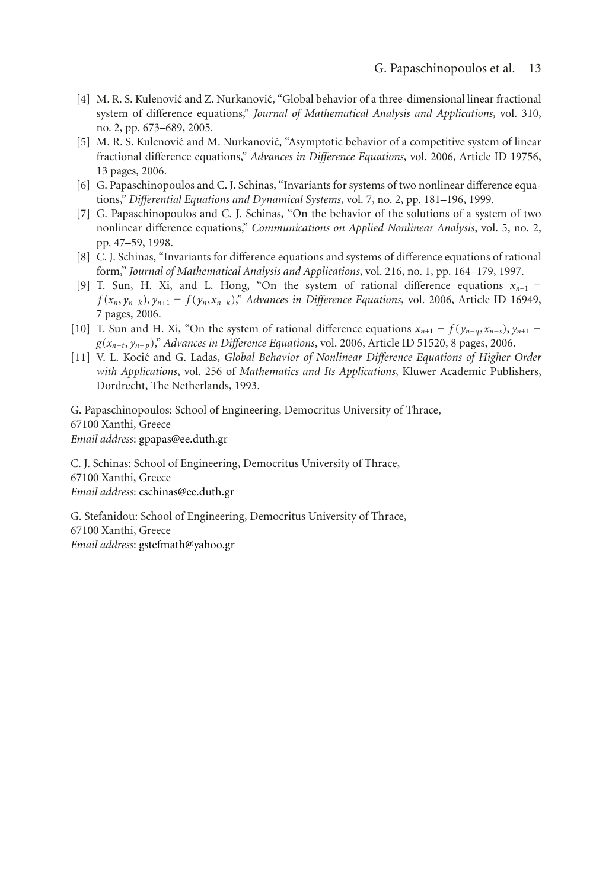[4] M. R. S. Kulenović and Z. Nurkanović, “Global behavior of a three-dimensional linear fractional system of difference equations,” *Journal of Mathematical Analysis and Applications*, vol. 310, no. 2, pp. 673–689, 2005.

[5] M. R. S. Kulenović and M. Nurkanović, “Asymptotic behavior of a competitive system of linear fractional difference equations,” *Advances in Difference Equations*, vol. 2006, Article ID 19756, 13 pages, 2006.

[6] G. Papaschinopoulos and C. J. Schinas, “Invariants for systems of two nonlinear difference equations,” *Differential Equations and Dynamical Systems*, vol. 7, no. 2, pp. 181–196, 1999.

[7] G. Papaschinopoulos and C. J. Schinas, “On the behavior of the solutions of a system of two nonlinear difference equations,” *Communications on Applied Nonlinear Analysis*, vol. 5, no. 2, pp. 47–59, 1998.

[8] C. J. Schinas, “Invariants for difference equations and systems of difference equations of rational form,” *Journal of Mathematical Analysis and Applications*, vol. 216, no. 1, pp. 164–179, 1997.

[9] T. Sun, H. Xi, and L. Hong, “On the system of rational difference equations $x_{n+1} = f(x_n, y_{n-k}), y_{n+1} = f(y_n, x_{n-k})$,” *Advances in Difference Equations*, vol. 2006, Article ID 16949, 7 pages, 2006.

[10] T. Sun and H. Xi, “On the system of rational difference equations $x_{n+1} = f(y_{n-q}, x_{n-s}), y_{n+1} = g(x_{n-t}, y_{n-p})$,” *Advances in Difference Equations*, vol. 2006, Article ID 51520, 8 pages, 2006.

[11] V. L. Kocić and G. Ladas, *Global Behavior of Nonlinear Difference Equations of Higher Order with Applications*, vol. 256 of *Mathematics and Its Applications*, Kluwer Academic Publishers, Dordrecht, The Netherlands, 1993.

G. Papaschinopoulos: School of Engineering, Democritus University of Thrace,
67100 Xanthi, Greece
*Email address*: gpapas@ee.duth.gr

C. J. Schinas: School of Engineering, Democritus University of Thrace,
67100 Xanthi, Greece
*Email address*: cschinas@ee.duth.gr

G. Stefanidou: School of Engineering, Democritus University of Thrace,
67100 Xanthi, Greece
*Email address*: gstefmath@yahoo.gr